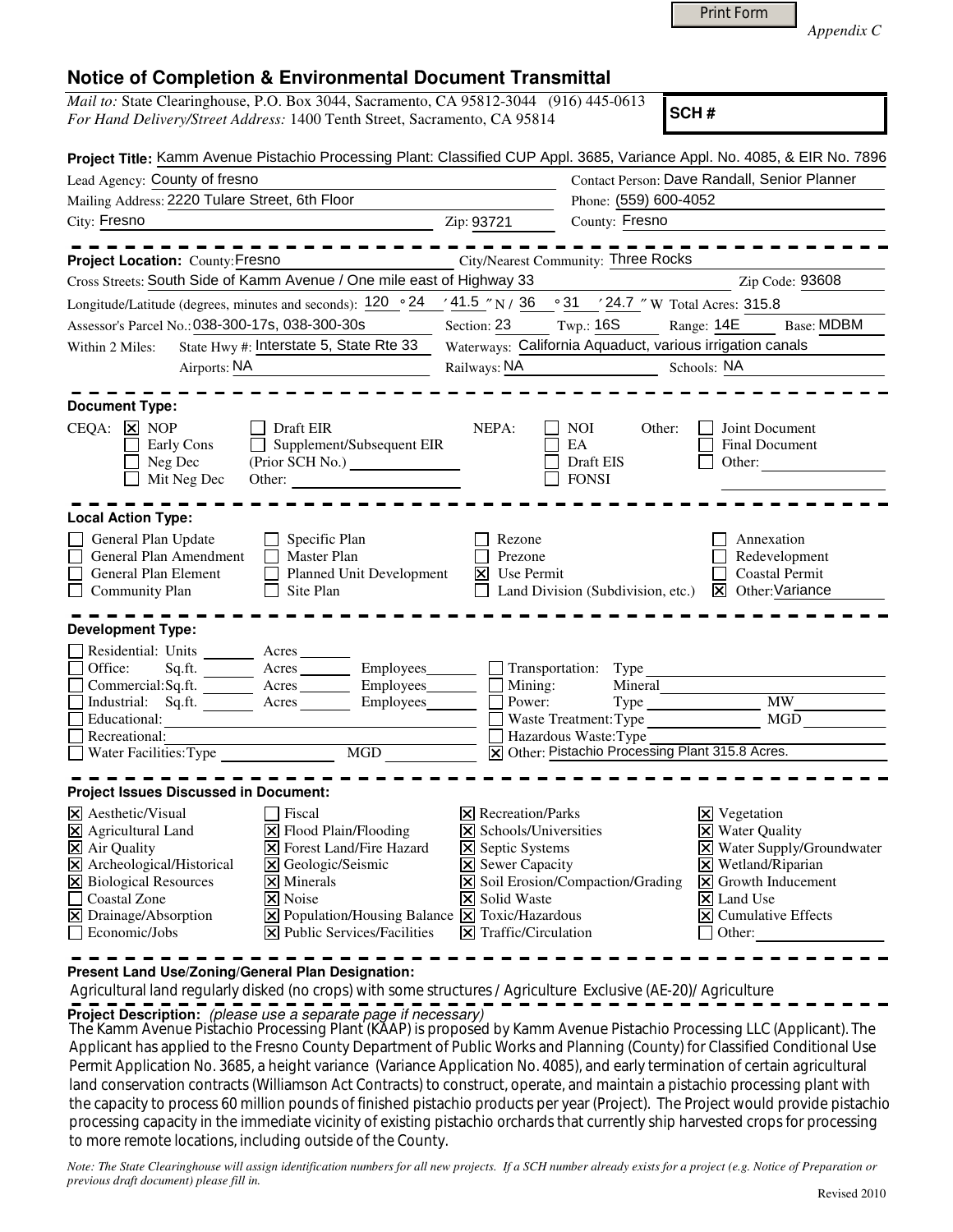Print Form

*Appendix C*

## Notice of Completion & Environmental Document Transmittal

*Mail to:* State Clearinghouse, P.O. Box 3044, Sacramento, CA 95812-3044 (916) 445-0613
*For Hand Delivery/Street Address:* 1400 Tenth Street, Sacramento, CA 95814

**SCH #**

**Project Title:** Kamm Avenue Pistachio Processing Plant: Classified CUP Appl. 3685, Variance Appl. No. 4085, & EIR No. 7896

Lead Agency: County of fresno
Contact Person: Dave Randall, Senior Planner
Mailing Address: 2220 Tulare Street, 6th Floor
Phone: (559) 600-4052
City: Fresno
Zip: 93721
County: Fresno

**Project Location:** County: Fresno
City/Nearest Community: Three Rocks
Cross Streets: South Side of Kamm Avenue / One mile east of Highway 33
Zip Code: 93608
Longitude/Latitude (degrees, minutes and seconds): 120 ° 24 ′ 41.5 ″ N / 36 ° 31 ′ 24.7 ″ W Total Acres: 315.8
Assessor's Parcel No.: 038-300-17s, 038-300-30s
Section: 23 Twp.: 16S Range: 14E Base: MDBM
Within 2 Miles: State Hwy #: Interstate 5, State Rte 33
Waterways: California Aquaduct, various irrigation canals
Airports: NA
Railways: NA
Schools: NA

**Document Type:**

CEQA: ☒ NOP ☐ Early Cons ☐ Neg Dec ☐ Mit Neg Dec ☐ Draft EIR ☐ Supplement/Subsequent EIR (Prior SCH No.) ______ Other: ______

NEPA: ☐ NOI ☐ EA ☐ Draft EIS ☐ FONSI

Other: ☐ Joint Document ☐ Final Document ☐ Other: ______

**Local Action Type:**

☐ General Plan Update ☐ General Plan Amendment ☐ General Plan Element ☐ Community Plan ☐ Specific Plan ☐ Master Plan ☐ Planned Unit Development ☐ Site Plan ☐ Rezone ☐ Prezone ☒ Use Permit ☐ Land Division (Subdivision, etc.) ☐ Annexation ☐ Redevelopment ☐ Coastal Permit ☒ Other: Variance

**Development Type:**

☐ Residential: Units ______ Acres ______
☐ Office: Sq.ft. ______ Acres ______ Employees ______
☐ Commercial: Sq.ft. ______ Acres ______ Employees ______
☐ Industrial: Sq.ft. ______ Acres ______ Employees ______
☐ Educational: ______
☐ Recreational: ______
☐ Water Facilities: Type ______ MGD ______
☐ Transportation: Type ______
☐ Mining: Mineral ______
☐ Power: Type ______ MW ______
☐ Waste Treatment: Type ______ MGD ______
☐ Hazardous Waste: Type ______
☒ Other: Pistachio Processing Plant 315.8 Acres.

**Project Issues Discussed in Document:**

☒ Aesthetic/Visual ☒ Agricultural Land ☒ Air Quality ☒ Archeological/Historical ☒ Biological Resources ☐ Coastal Zone ☒ Drainage/Absorption ☐ Economic/Jobs ☐ Fiscal ☒ Flood Plain/Flooding ☒ Forest Land/Fire Hazard ☒ Geologic/Seismic ☒ Minerals ☒ Noise ☒ Population/Housing Balance ☒ Public Services/Facilities ☒ Recreation/Parks ☒ Schools/Universities ☒ Septic Systems ☒ Sewer Capacity ☒ Soil Erosion/Compaction/Grading ☒ Solid Waste ☒ Toxic/Hazardous ☒ Traffic/Circulation ☒ Vegetation ☒ Water Quality ☒ Water Supply/Groundwater ☒ Wetland/Riparian ☒ Growth Inducement ☒ Land Use ☒ Cumulative Effects ☐ Other: ______

**Present Land Use/Zoning/General Plan Designation:**

Agricultural land regularly disked (no crops) with some structures / Agriculture Exclusive (AE-20)/ Agriculture

**Project Description:** *(please use a separate page if necessary)*

The Kamm Avenue Pistachio Processing Plant (KAAP) is proposed by Kamm Avenue Pistachio Processing LLC (Applicant). The Applicant has applied to the Fresno County Department of Public Works and Planning (County) for Classified Conditional Use Permit Application No. 3685, a height variance (Variance Application No. 4085), and early termination of certain agricultural land conservation contracts (Williamson Act Contracts) to construct, operate, and maintain a pistachio processing plant with the capacity to process 60 million pounds of finished pistachio products per year (Project). The Project would provide pistachio processing capacity in the immediate vicinity of existing pistachio orchards that currently ship harvested crops for processing to more remote locations, including outside of the County.

*Note: The State Clearinghouse will assign identification numbers for all new projects. If a SCH number already exists for a project (e.g. Notice of Preparation or previous draft document) please fill in.*

Revised 2010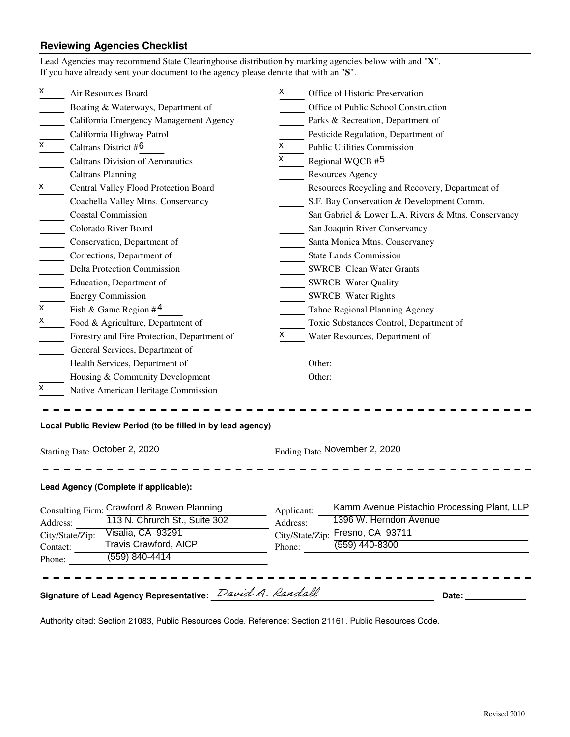## Reviewing Agencies Checklist

Lead Agencies may recommend State Clearinghouse distribution by marking agencies below with and "**X**".
If you have already sent your document to the agency please denote that with an "**S**".

| | | | |
|---|---|---|---|
| x | Air Resources Board | x | Office of Historic Preservation |
| | Boating & Waterways, Department of | | Office of Public School Construction |
| | California Emergency Management Agency | | Parks & Recreation, Department of |
| | California Highway Patrol | | Pesticide Regulation, Department of |
| x | Caltrans District # 6 | x | Public Utilities Commission |
| | Caltrans Division of Aeronautics | x | Regional WQCB # 5 |
| | Caltrans Planning | | Resources Agency |
| x | Central Valley Flood Protection Board | | Resources Recycling and Recovery, Department of |
| | Coachella Valley Mtns. Conservancy | | S.F. Bay Conservation & Development Comm. |
| | Coastal Commission | | San Gabriel & Lower L.A. Rivers & Mtns. Conservancy |
| | Colorado River Board | | San Joaquin River Conservancy |
| | Conservation, Department of | | Santa Monica Mtns. Conservancy |
| | Corrections, Department of | | State Lands Commission |
| | Delta Protection Commission | | SWRCB: Clean Water Grants |
| | Education, Department of | | SWRCB: Water Quality |
| | Energy Commission | | SWRCB: Water Rights |
| x | Fish & Game Region # 4 | | Tahoe Regional Planning Agency |
| x | Food & Agriculture, Department of | | Toxic Substances Control, Department of |
| | Forestry and Fire Protection, Department of | x | Water Resources, Department of |
| | General Services, Department of | | |
| | Health Services, Department of | | Other: |
| | Housing & Community Development | | Other: |
| x | Native American Heritage Commission | | |

---

**Local Public Review Period (to be filled in by lead agency)**

Starting Date October 2, 2020 Ending Date November 2, 2020

---

**Lead Agency (Complete if applicable):**

Consulting Firm: Crawford & Bowen Planning
Address: 113 N. Chrurch St., Suite 302
City/State/Zip: Visalia, CA 93291
Contact: Travis Crawford, AICP
Phone: (559) 840-4414

Applicant: Kamm Avenue Pistachio Processing Plant, LLP
Address: 1396 W. Herndon Avenue
City/State/Zip: Fresno, CA 93711
Phone: (559) 440-8300

---

**Signature of Lead Agency Representative:** *David A. Randall* **Date:**

Authority cited: Section 21083, Public Resources Code. Reference: Section 21161, Public Resources Code.

Revised 2010